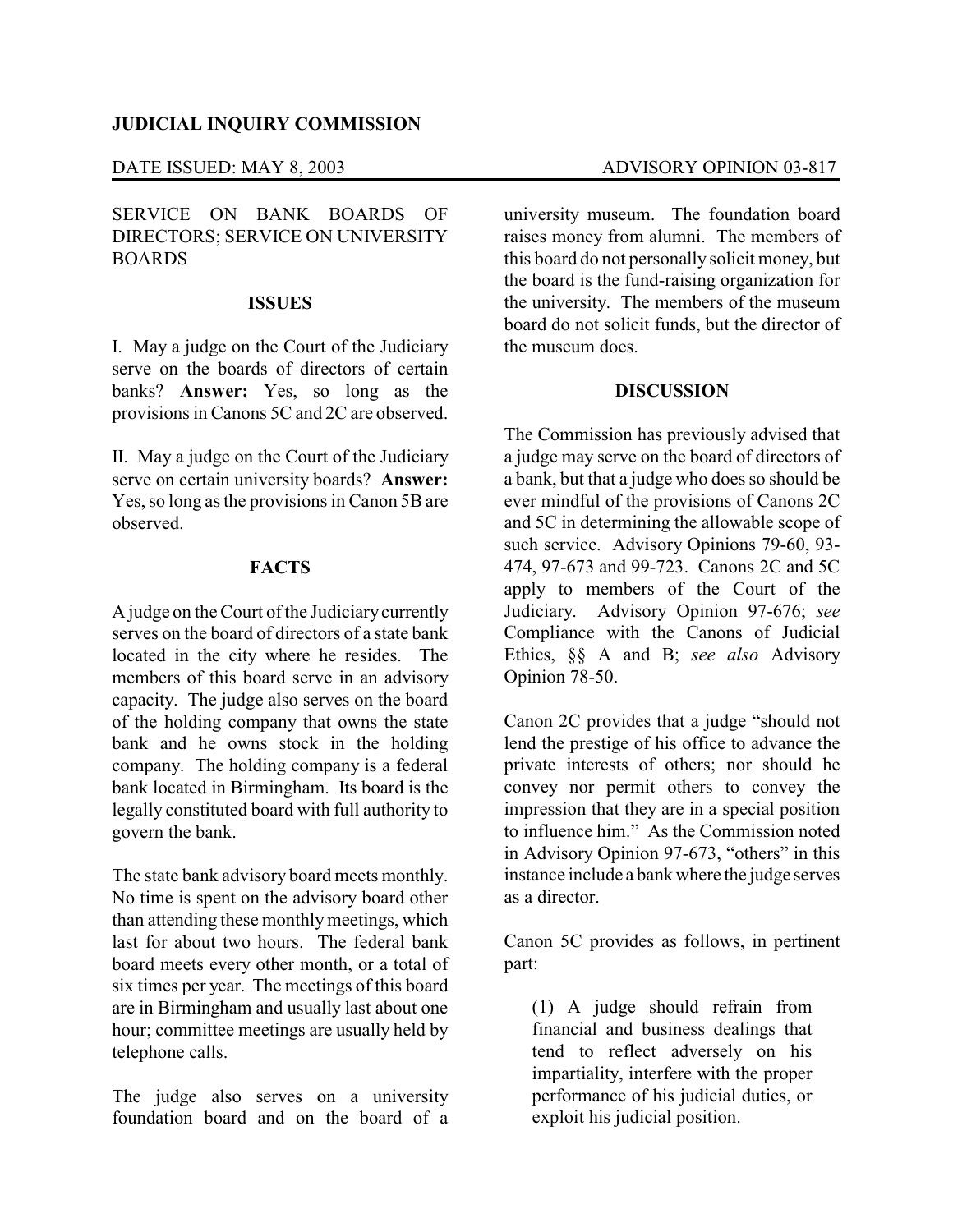**JUDICIAL INQUIRY COMMISSION**

DATE ISSUED: MAY 8, 2003 ADVISORY OPINION 03-817

SERVICE ON BANK BOARDS OF DIRECTORS; SERVICE ON UNIVERSITY BOARDS

## ISSUES

I. May a judge on the Court of the Judiciary serve on the boards of directors of certain banks? **Answer:** Yes, so long as the provisions in Canons 5C and 2C are observed.

II. May a judge on the Court of the Judiciary serve on certain university boards? **Answer:** Yes, so long as the provisions in Canon 5B are observed.

## FACTS

A judge on the Court of the Judiciary currently serves on the board of directors of a state bank located in the city where he resides. The members of this board serve in an advisory capacity. The judge also serves on the board of the holding company that owns the state bank and he owns stock in the holding company. The holding company is a federal bank located in Birmingham. Its board is the legally constituted board with full authority to govern the bank.

The state bank advisory board meets monthly. No time is spent on the advisory board other than attending these monthly meetings, which last for about two hours. The federal bank board meets every other month, or a total of six times per year. The meetings of this board are in Birmingham and usually last about one hour; committee meetings are usually held by telephone calls.

The judge also serves on a university foundation board and on the board of a university museum. The foundation board raises money from alumni. The members of this board do not personally solicit money, but the board is the fund-raising organization for the university. The members of the museum board do not solicit funds, but the director of the museum does.

## DISCUSSION

The Commission has previously advised that a judge may serve on the board of directors of a bank, but that a judge who does so should be ever mindful of the provisions of Canons 2C and 5C in determining the allowable scope of such service. Advisory Opinions 79-60, 93-474, 97-673 and 99-723. Canons 2C and 5C apply to members of the Court of the Judiciary. Advisory Opinion 97-676; *see* Compliance with the Canons of Judicial Ethics, §§ A and B; *see also* Advisory Opinion 78-50.

Canon 2C provides that a judge "should not lend the prestige of his office to advance the private interests of others; nor should he convey nor permit others to convey the impression that they are in a special position to influence him." As the Commission noted in Advisory Opinion 97-673, "others" in this instance include a bank where the judge serves as a director.

Canon 5C provides as follows, in pertinent part:

> (1) A judge should refrain from financial and business dealings that tend to reflect adversely on his impartiality, interfere with the proper performance of his judicial duties, or exploit his judicial position.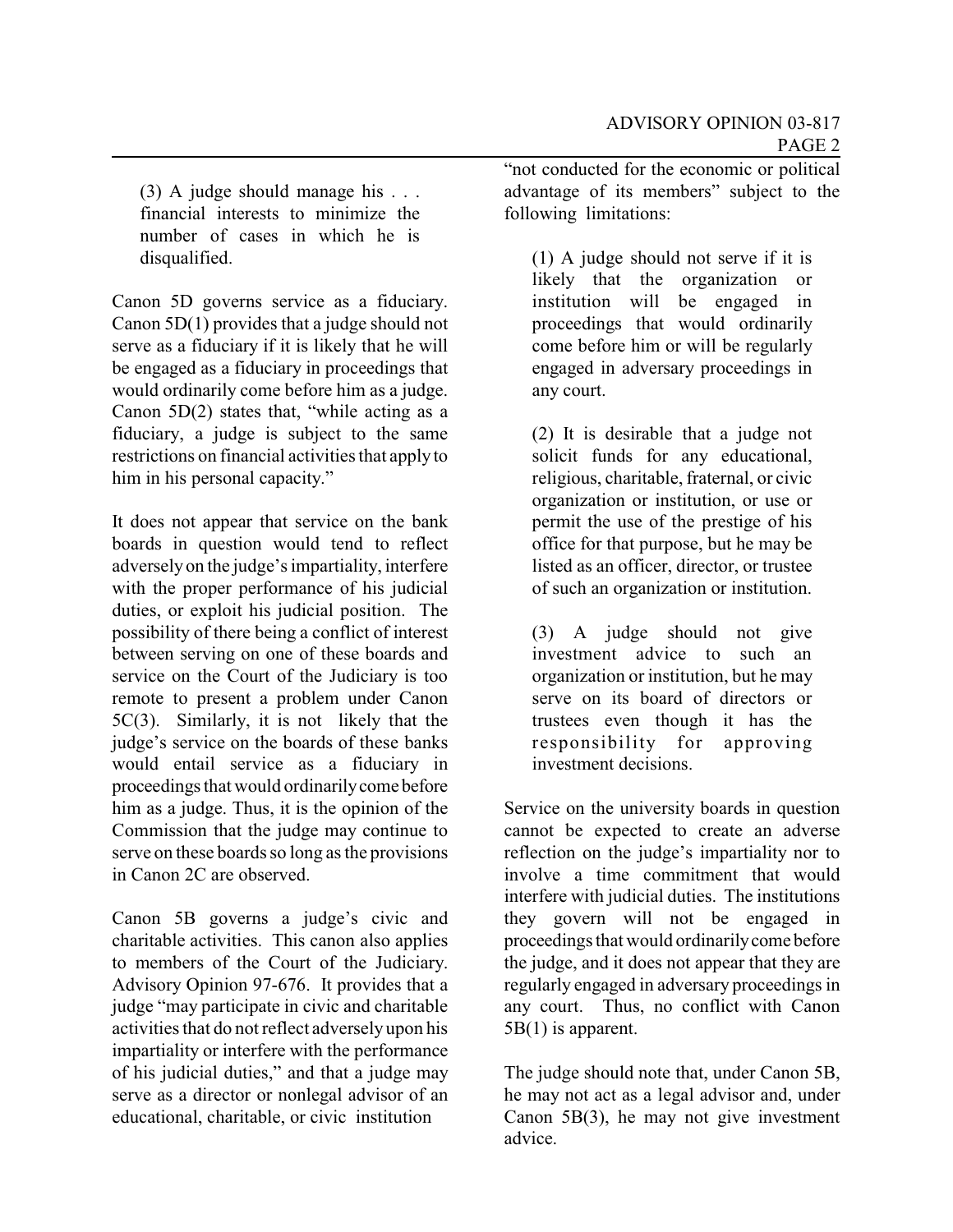> (3) A judge should manage his . . . financial interests to minimize the number of cases in which he is disqualified.

Canon 5D governs service as a fiduciary. Canon 5D(1) provides that a judge should not serve as a fiduciary if it is likely that he will be engaged as a fiduciary in proceedings that would ordinarily come before him as a judge. Canon 5D(2) states that, "while acting as a fiduciary, a judge is subject to the same restrictions on financial activities that apply to him in his personal capacity."

It does not appear that service on the bank boards in question would tend to reflect adversely on the judge's impartiality, interfere with the proper performance of his judicial duties, or exploit his judicial position. The possibility of there being a conflict of interest between serving on one of these boards and service on the Court of the Judiciary is too remote to present a problem under Canon 5C(3). Similarly, it is not likely that the judge's service on the boards of these banks would entail service as a fiduciary in proceedings that would ordinarily come before him as a judge. Thus, it is the opinion of the Commission that the judge may continue to serve on these boards so long as the provisions in Canon 2C are observed.

Canon 5B governs a judge's civic and charitable activities. This canon also applies to members of the Court of the Judiciary. Advisory Opinion 97-676. It provides that a judge "may participate in civic and charitable activities that do not reflect adversely upon his impartiality or interfere with the performance of his judicial duties," and that a judge may serve as a director or nonlegal advisor of an educational, charitable, or civic institution "not conducted for the economic or political advantage of its members" subject to the following limitations:

> (1) A judge should not serve if it is likely that the organization or institution will be engaged in proceedings that would ordinarily come before him or will be regularly engaged in adversary proceedings in any court.
>
> (2) It is desirable that a judge not solicit funds for any educational, religious, charitable, fraternal, or civic organization or institution, or use or permit the use of the prestige of his office for that purpose, but he may be listed as an officer, director, or trustee of such an organization or institution.
>
> (3) A judge should not give investment advice to such an organization or institution, but he may serve on its board of directors or trustees even though it has the responsibility for approving investment decisions.

Service on the university boards in question cannot be expected to create an adverse reflection on the judge's impartiality nor to involve a time commitment that would interfere with judicial duties. The institutions they govern will not be engaged in proceedings that would ordinarily come before the judge, and it does not appear that they are regularly engaged in adversary proceedings in any court. Thus, no conflict with Canon 5B(1) is apparent.

The judge should note that, under Canon 5B, he may not act as a legal advisor and, under Canon 5B(3), he may not give investment advice.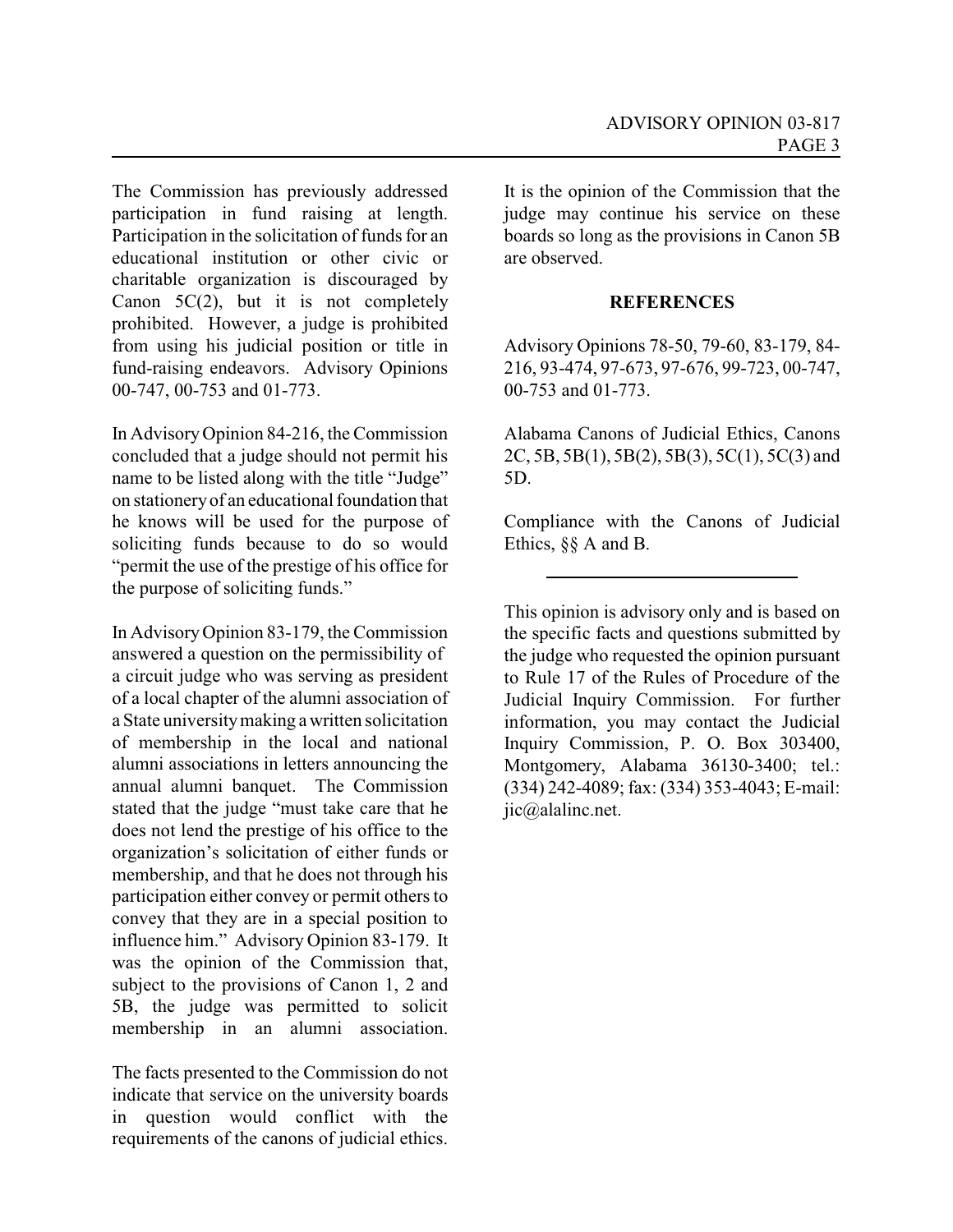The Commission has previously addressed participation in fund raising at length. Participation in the solicitation of funds for an educational institution or other civic or charitable organization is discouraged by Canon 5C(2), but it is not completely prohibited. However, a judge is prohibited from using his judicial position or title in fund-raising endeavors. Advisory Opinions 00-747, 00-753 and 01-773.

In Advisory Opinion 84-216, the Commission concluded that a judge should not permit his name to be listed along with the title "Judge" on stationery of an educational foundation that he knows will be used for the purpose of soliciting funds because to do so would "permit the use of the prestige of his office for the purpose of soliciting funds."

In Advisory Opinion 83-179, the Commission answered a question on the permissibility of a circuit judge who was serving as president of a local chapter of the alumni association of a State university making a written solicitation of membership in the local and national alumni associations in letters announcing the annual alumni banquet. The Commission stated that the judge "must take care that he does not lend the prestige of his office to the organization's solicitation of either funds or membership, and that he does not through his participation either convey or permit others to convey that they are in a special position to influence him." Advisory Opinion 83-179. It was the opinion of the Commission that, subject to the provisions of Canon 1, 2 and 5B, the judge was permitted to solicit membership in an alumni association.

The facts presented to the Commission do not indicate that service on the university boards in question would conflict with the requirements of the canons of judicial ethics. It is the opinion of the Commission that the judge may continue his service on these boards so long as the provisions in Canon 5B are observed.

## REFERENCES

Advisory Opinions 78-50, 79-60, 83-179, 84-216, 93-474, 97-673, 97-676, 99-723, 00-747, 00-753 and 01-773.

Alabama Canons of Judicial Ethics, Canons 2C, 5B, 5B(1), 5B(2), 5B(3), 5C(1), 5C(3) and 5D.

Compliance with the Canons of Judicial Ethics, §§ A and B.

---

This opinion is advisory only and is based on the specific facts and questions submitted by the judge who requested the opinion pursuant to Rule 17 of the Rules of Procedure of the Judicial Inquiry Commission. For further information, you may contact the Judicial Inquiry Commission, P. O. Box 303400, Montgomery, Alabama 36130-3400; tel.: (334) 242-4089; fax: (334) 353-4043; E-mail: jic@alalinc.net.